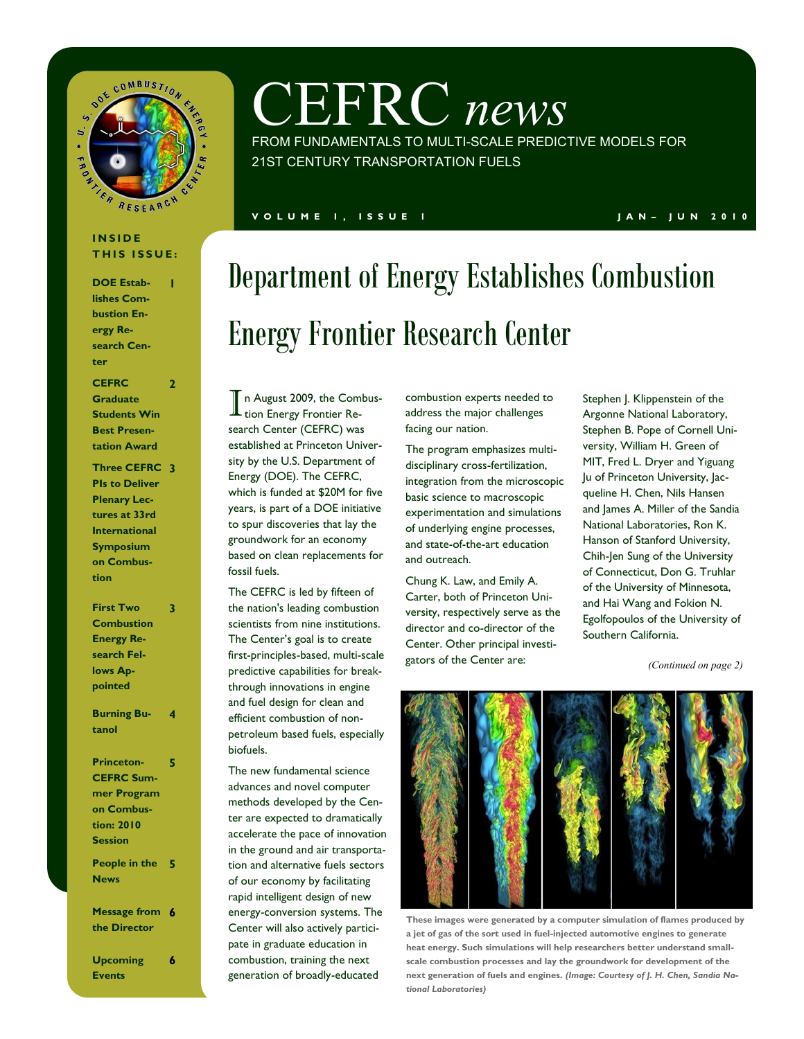# CEFRC *news*

FROM FUNDAMENTALS TO MULTI-SCALE PREDICTIVE MODELS FOR 21ST CENTURY TRANSPORTATION FUELS

VOLUME 1, ISSUE 1 — JAN– JUN 2010

**INSIDE THIS ISSUE:**

| | |
|---|---|
| **DOE Establishes Combustion Energy Research Center** | **1** |
| **CEFRC Graduate Students Win Best Presentation Award** | **2** |
| **Three CEFRC PIs to Deliver Plenary Lectures at 33rd International Symposium on Combustion** | **3** |
| **First Two Combustion Energy Research Fellows Appointed** | **3** |
| **Burning Butanol** | **4** |
| **Princeton-CEFRC Summer Program on Combustion: 2010 Session** | **5** |
| **People in the News** | **5** |
| **Message from the Director** | **6** |
| **Upcoming Events** | **6** |

## Department of Energy Establishes Combustion Energy Frontier Research Center

In August 2009, the Combustion Energy Frontier Research Center (CEFRC) was established at Princeton University by the U.S. Department of Energy (DOE). The CEFRC, which is funded at $20M for five years, is part of a DOE initiative to spur discoveries that lay the groundwork for an economy based on clean replacements for fossil fuels.

The CEFRC is led by fifteen of the nation's leading combustion scientists from nine institutions. The Center's goal is to create first-principles-based, multi-scale predictive capabilities for breakthrough innovations in engine and fuel design for clean and efficient combustion of non-petroleum based fuels, especially biofuels.

The new fundamental science advances and novel computer methods developed by the Center are expected to dramatically accelerate the pace of innovation in the ground and air transportation and alternative fuels sectors of our economy by facilitating rapid intelligent design of new energy-conversion systems. The Center will also actively participate in graduate education in combustion, training the next generation of broadly-educated combustion experts needed to address the major challenges facing our nation.

The program emphasizes multi-disciplinary cross-fertilization, integration from the microscopic basic science to macroscopic experimentation and simulations of underlying engine processes, and state-of-the-art education and outreach.

Chung K. Law, and Emily A. Carter, both of Princeton University, respectively serve as the director and co-director of the Center. Other principal investigators of the Center are:

Stephen J. Klippenstein of the Argonne National Laboratory, Stephen B. Pope of Cornell University, William H. Green of MIT, Fred L. Dryer and Yiguang Ju of Princeton University, Jacqueline H. Chen, Nils Hansen and James A. Miller of the Sandia National Laboratories, Ron K. Hanson of Stanford University, Chih-Jen Sung of the University of Connecticut, Don G. Truhlar of the University of Minnesota, and Hai Wang and Fokion N. Egolfopoulos of the University of Southern California.

*(Continued on page 2)*

**These images were generated by a computer simulation of flames produced by a jet of gas of the sort used in fuel-injected automotive engines to generate heat energy. Such simulations will help researchers better understand small-scale combustion processes and lay the groundwork for development of the next generation of fuels and engines.** ***(Image: Courtesy of J. H. Chen, Sandia National Laboratories)***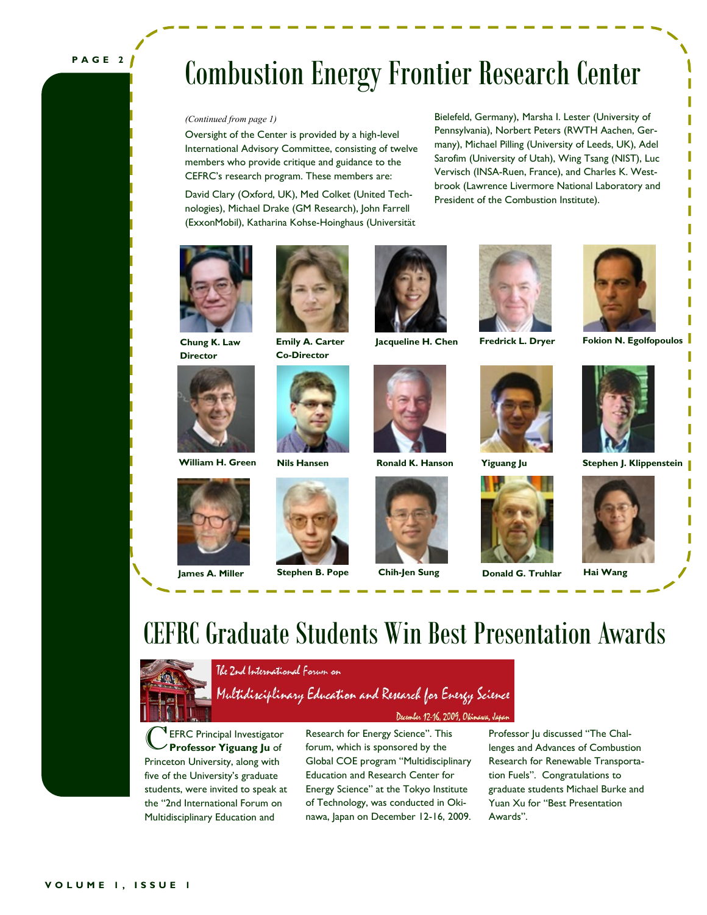# Combustion Energy Frontier Research Center

*(Continued from page 1)*

Oversight of the Center is provided by a high-level International Advisory Committee, consisting of twelve members who provide critique and guidance to the CEFRC's research program. These members are:

David Clary (Oxford, UK), Med Colket (United Technologies), Michael Drake (GM Research), John Farrell (ExxonMobil), Katharina Kohse-Hoinghaus (Universität Bielefeld, Germany), Marsha I. Lester (University of Pennsylvania), Norbert Peters (RWTH Aachen, Germany), Michael Pilling (University of Leeds, UK), Adel Sarofim (University of Utah), Wing Tsang (NIST), Luc Vervisch (INSA-Ruen, France), and Charles K. Westbrook (Lawrence Livermore National Laboratory and President of the Combustion Institute).

**Chung K. Law**
**Director**

**Emily A. Carter**
**Co-Director**

**Jacqueline H. Chen**

**Fredrick L. Dryer**

**Fokion N. Egolfopoulos**

**William H. Green**

**Nils Hansen**

**Ronald K. Hanson**

**Yiguang Ju**

**Stephen J. Klippenstein**

**James A. Miller**

**Stephen B. Pope**

**Chih-Jen Sung**

**Donald G. Truhlar**

**Hai Wang**

# CEFRC Graduate Students Win Best Presentation Awards

*The 2nd International Forum on*
*Multidisciplinary Education and Research for Energy Science*
*December 12-16, 2009, Okinawa, Japan*

CEFRC Principal Investigator **Professor Yiguang Ju** of Princeton University, along with five of the University's graduate students, were invited to speak at the "2nd International Forum on Multidisciplinary Education and Research for Energy Science". This forum, which is sponsored by the Global COE program "Multidisciplinary Education and Research Center for Energy Science" at the Tokyo Institute of Technology, was conducted in Okinawa, Japan on December 12-16, 2009. Professor Ju discussed "The Challenges and Advances of Combustion Research for Renewable Transportation Fuels". Congratulations to graduate students Michael Burke and Yuan Xu for "Best Presentation Awards".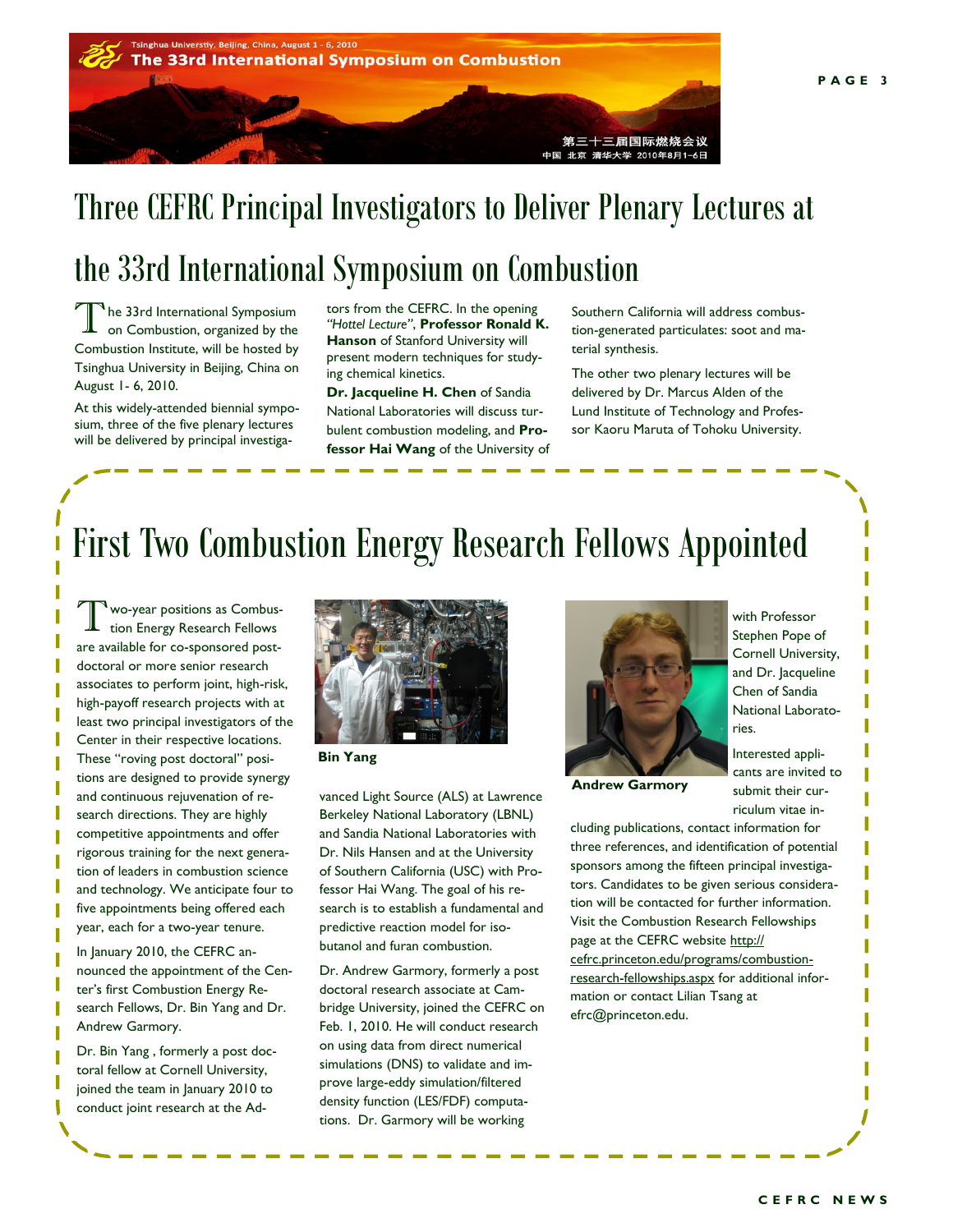# Three CEFRC Principal Investigators to Deliver Plenary Lectures at the 33rd International Symposium on Combustion

The 33rd International Symposium on Combustion, organized by the Combustion Institute, will be hosted by Tsinghua University in Beijing, China on August 1- 6, 2010.

At this widely-attended biennial symposium, three of the five plenary lectures will be delivered by principal investigators from the CEFRC. In the opening *"Hottel Lecture"*, **Professor Ronald K. Hanson** of Stanford University will present modern techniques for studying chemical kinetics. **Dr. Jacqueline H. Chen** of Sandia National Laboratories will discuss turbulent combustion modeling, and **Professor Hai Wang** of the University of Southern California will address combustion-generated particulates: soot and material synthesis.

The other two plenary lectures will be delivered by Dr. Marcus Alden of the Lund Institute of Technology and Professor Kaoru Maruta of Tohoku University.

# First Two Combustion Energy Research Fellows Appointed

Two-year positions as Combustion Energy Research Fellows are available for co-sponsored post-doctoral or more senior research associates to perform joint, high-risk, high-payoff research projects with at least two principal investigators of the Center in their respective locations. These "roving post doctoral" positions are designed to provide synergy and continuous rejuvenation of research directions. They are highly competitive appointments and offer rigorous training for the next generation of leaders in combustion science and technology. We anticipate four to five appointments being offered each year, each for a two-year tenure.

In January 2010, the CEFRC announced the appointment of the Center's first Combustion Energy Research Fellows, Dr. Bin Yang and Dr. Andrew Garmory.

Dr. Bin Yang , formerly a post doctoral fellow at Cornell University, joined the team in January 2010 to conduct joint research at the Advanced Light Source (ALS) at Lawrence Berkeley National Laboratory (LBNL) and Sandia National Laboratories with Dr. Nils Hansen and at the University of Southern California (USC) with Professor Hai Wang. The goal of his research is to establish a fundamental and predictive reaction model for iso-butanol and furan combustion.

**Bin Yang**

Dr. Andrew Garmory, formerly a post doctoral research associate at Cambridge University, joined the CEFRC on Feb. 1, 2010. He will conduct research on using data from direct numerical simulations (DNS) to validate and improve large-eddy simulation/filtered density function (LES/FDF) computations. Dr. Garmory will be working with Professor Stephen Pope of Cornell University, and Dr. Jacqueline Chen of Sandia National Laboratories.

**Andrew Garmory**

Interested applicants are invited to submit their curriculum vitae including publications, contact information for three references, and identification of potential sponsors among the fifteen principal investigators. Candidates to be given serious consideration will be contacted for further information. Visit the Combustion Research Fellowships page at the CEFRC website http://cefrc.princeton.edu/programs/combustion-research-fellowships.aspx for additional information or contact Lilian Tsang at efrc@princeton.edu.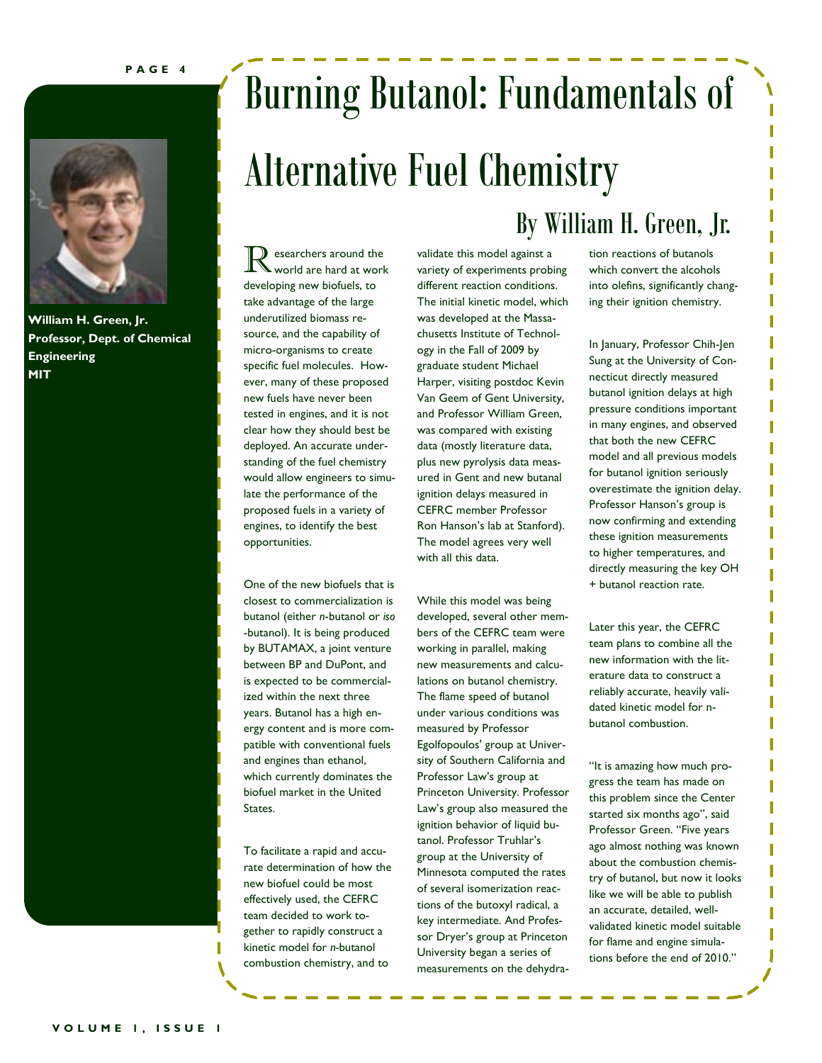# Burning Butanol: Fundamentals of Alternative Fuel Chemistry

## By William H. Green, Jr.

**William H. Green, Jr.**
**Professor, Dept. of Chemical Engineering**
**MIT**

Researchers around the world are hard at work developing new biofuels, to take advantage of the large underutilized biomass resource, and the capability of micro-organisms to create specific fuel molecules. However, many of these proposed new fuels have never been tested in engines, and it is not clear how they should best be deployed. An accurate understanding of the fuel chemistry would allow engineers to simulate the performance of the proposed fuels in a variety of engines, to identify the best opportunities.

One of the new biofuels that is closest to commercialization is butanol (either *n*-butanol or *iso*-butanol). It is being produced by BUTAMAX, a joint venture between BP and DuPont, and is expected to be commercialized within the next three years. Butanol has a high energy content and is more compatible with conventional fuels and engines than ethanol, which currently dominates the biofuel market in the United States.

To facilitate a rapid and accurate determination of how the new biofuel could be most effectively used, the CEFRC team decided to work together to rapidly construct a kinetic model for *n*-butanol combustion chemistry, and to validate this model against a variety of experiments probing different reaction conditions. The initial kinetic model, which was developed at the Massachusetts Institute of Technology in the Fall of 2009 by graduate student Michael Harper, visiting postdoc Kevin Van Geem of Gent University, and Professor William Green, was compared with existing data (mostly literature data, plus new pyrolysis data measured in Gent and new butanal ignition delays measured in CEFRC member Professor Ron Hanson's lab at Stanford). The model agrees very well with all this data.

While this model was being developed, several other members of the CEFRC team were working in parallel, making new measurements and calculations on butanol chemistry. The flame speed of butanol under various conditions was measured by Professor Egolfopoulos' group at University of Southern California and Professor Law's group at Princeton University. Professor Law's group also measured the ignition behavior of liquid butanol. Professor Truhlar's group at the University of Minnesota computed the rates of several isomerization reactions of the butoxyl radical, a key intermediate. And Professor Dryer's group at Princeton University began a series of measurements on the dehydration reactions of butanols which convert the alcohols into olefins, significantly changing their ignition chemistry.

In January, Professor Chih-Jen Sung at the University of Connecticut directly measured butanol ignition delays at high pressure conditions important in many engines, and observed that both the new CEFRC model and all previous models for butanol ignition seriously overestimate the ignition delay. Professor Hanson's group is now confirming and extending these ignition measurements to higher temperatures, and directly measuring the key OH + butanol reaction rate.

Later this year, the CEFRC team plans to combine all the new information with the literature data to construct a reliably accurate, heavily validated kinetic model for n-butanol combustion.

"It is amazing how much progress the team has made on this problem since the Center started six months ago", said Professor Green. "Five years ago almost nothing was known about the combustion chemistry of butanol, but now it looks like we will be able to publish an accurate, detailed, well-validated kinetic model suitable for flame and engine simulations before the end of 2010."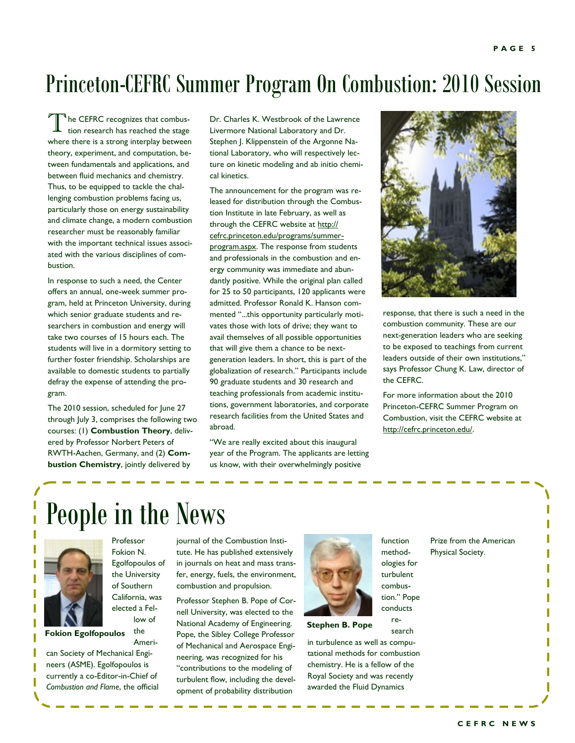# Princeton-CEFRC Summer Program On Combustion: 2010 Session

The CEFRC recognizes that combustion research has reached the stage where there is a strong interplay between theory, experiment, and computation, between fundamentals and applications, and between fluid mechanics and chemistry. Thus, to be equipped to tackle the challenging combustion problems facing us, particularly those on energy sustainability and climate change, a modern combustion researcher must be reasonably familiar with the important technical issues associated with the various disciplines of combustion.

In response to such a need, the Center offers an annual, one-week summer program, held at Princeton University, during which senior graduate students and researchers in combustion and energy will take two courses of 15 hours each. The students will live in a dormitory setting to further foster friendship. Scholarships are available to domestic students to partially defray the expense of attending the program.

The 2010 session, scheduled for June 27 through July 3, comprises the following two courses: (1) **Combustion Theory**, delivered by Professor Norbert Peters of RWTH-Aachen, Germany, and (2) **Combustion Chemistry**, jointly delivered by Dr. Charles K. Westbrook of the Lawrence Livermore National Laboratory and Dr. Stephen J. Klippenstein of the Argonne National Laboratory, who will respectively lecture on kinetic modeling and ab initio chemical kinetics.

The announcement for the program was released for distribution through the Combustion Institute in late February, as well as through the CEFRC website at http://cefrc.princeton.edu/programs/summer-program.aspx. The response from students and professionals in the combustion and energy community was immediate and abundantly positive. While the original plan called for 25 to 50 participants, 120 applicants were admitted. Professor Ronald K. Hanson commented "...this opportunity particularly motivates those with lots of drive; they want to avail themselves of all possible opportunities that will give them a chance to be next-generation leaders. In short, this is part of the globalization of research." Participants include 90 graduate students and 30 research and teaching professionals from academic institutions, government laboratories, and corporate research facilities from the United States and abroad.

"We are really excited about this inaugural year of the Program. The applicants are letting us know, with their overwhelmingly positive response, that there is such a need in the combustion community. These are our next-generation leaders who are seeking to be exposed to teachings from current leaders outside of their own institutions," says Professor Chung K. Law, director of the CEFRC.

For more information about the 2010 Princeton-CEFRC Summer Program on Combustion, visit the CEFRC website at http://cefrc.princeton.edu/.

# People in the News

**Fokion Egolfopoulos**

Professor Fokion N. Egolfopoulos of the University of Southern California, was elected a Fellow of the American Society of Mechanical Engineers (ASME). Egolfopoulos is currently a co-Editor-in-Chief of *Combustion and Flame*, the official journal of the Combustion Institute. He has published extensively in journals on heat and mass transfer, energy, fuels, the environment, combustion and propulsion.

**Stephen B. Pope**

Professor Stephen B. Pope of Cornell University, was elected to the National Academy of Engineering. Pope, the Sibley College Professor of Mechanical and Aerospace Engineering, was recognized for his "contributions to the modeling of turbulent flow, including the development of probability distribution function methodologies for turbulent combustion." Pope conducts research in turbulence as well as computational methods for combustion chemistry. He is a fellow of the Royal Society and was recently awarded the Fluid Dynamics Prize from the American Physical Society.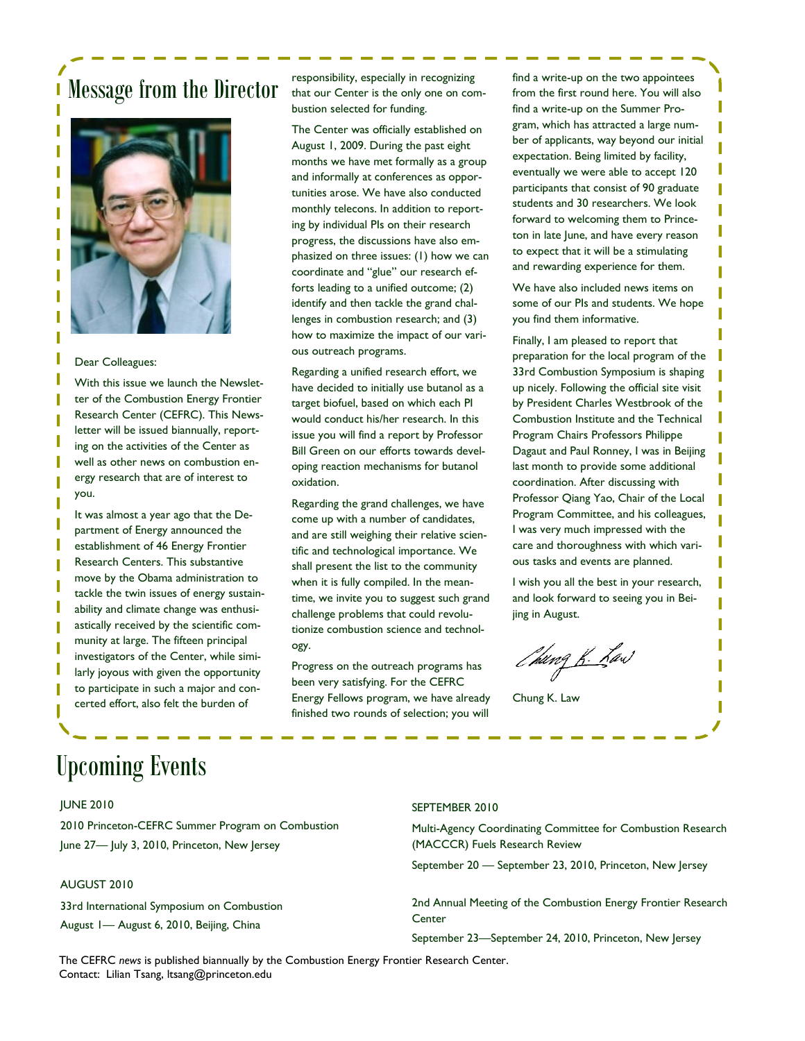# Message from the Director

Dear Colleagues:

With this issue we launch the Newsletter of the Combustion Energy Frontier Research Center (CEFRC). This Newsletter will be issued biannually, reporting on the activities of the Center as well as other news on combustion energy research that are of interest to you.

It was almost a year ago that the Department of Energy announced the establishment of 46 Energy Frontier Research Centers. This substantive move by the Obama administration to tackle the twin issues of energy sustainability and climate change was enthusiastically received by the scientific community at large. The fifteen principal investigators of the Center, while similarly joyous with given the opportunity to participate in such a major and concerted effort, also felt the burden of responsibility, especially in recognizing that our Center is the only one on combustion selected for funding.

The Center was officially established on August 1, 2009. During the past eight months we have met formally as a group and informally at conferences as opportunities arose. We have also conducted monthly telecons. In addition to reporting by individual PIs on their research progress, the discussions have also emphasized on three issues: (1) how we can coordinate and "glue" our research efforts leading to a unified outcome; (2) identify and then tackle the grand challenges in combustion research; and (3) how to maximize the impact of our various outreach programs.

Regarding a unified research effort, we have decided to initially use butanol as a target biofuel, based on which each PI would conduct his/her research. In this issue you will find a report by Professor Bill Green on our efforts towards developing reaction mechanisms for butanol oxidation.

Regarding the grand challenges, we have come up with a number of candidates, and are still weighing their relative scientific and technological importance. We shall present the list to the community when it is fully compiled. In the meantime, we invite you to suggest such grand challenge problems that could revolutionize combustion science and technology.

Progress on the outreach programs has been very satisfying. For the CEFRC Energy Fellows program, we have already finished two rounds of selection; you will find a write-up on the two appointees from the first round here. You will also find a write-up on the Summer Program, which has attracted a large number of applicants, way beyond our initial expectation. Being limited by facility, eventually we were able to accept 120 participants that consist of 90 graduate students and 30 researchers. We look forward to welcoming them to Princeton in late June, and have every reason to expect that it will be a stimulating and rewarding experience for them.

We have also included news items on some of our PIs and students. We hope you find them informative.

Finally, I am pleased to report that preparation for the local program of the 33rd Combustion Symposium is shaping up nicely. Following the official site visit by President Charles Westbrook of the Combustion Institute and the Technical Program Chairs Professors Philippe Dagaut and Paul Ronney, I was in Beijing last month to provide some additional coordination. After discussing with Professor Qiang Yao, Chair of the Local Program Committee, and his colleagues, I was very much impressed with the care and thoroughness with which various tasks and events are planned.

I wish you all the best in your research, and look forward to seeing you in Beijing in August.

*Chung K. Law*

Chung K. Law

# Upcoming Events

JUNE 2010

2010 Princeton-CEFRC Summer Program on Combustion
June 27— July 3, 2010, Princeton, New Jersey

AUGUST 2010

33rd International Symposium on Combustion
August 1— August 6, 2010, Beijing, China

SEPTEMBER 2010

Multi-Agency Coordinating Committee for Combustion Research (MACCCR) Fuels Research Review
September 20 — September 23, 2010, Princeton, New Jersey

2nd Annual Meeting of the Combustion Energy Frontier Research Center
September 23—September 24, 2010, Princeton, New Jersey

The CEFRC *news* is published biannually by the Combustion Energy Frontier Research Center.
Contact: Lilian Tsang, ltsang@princeton.edu